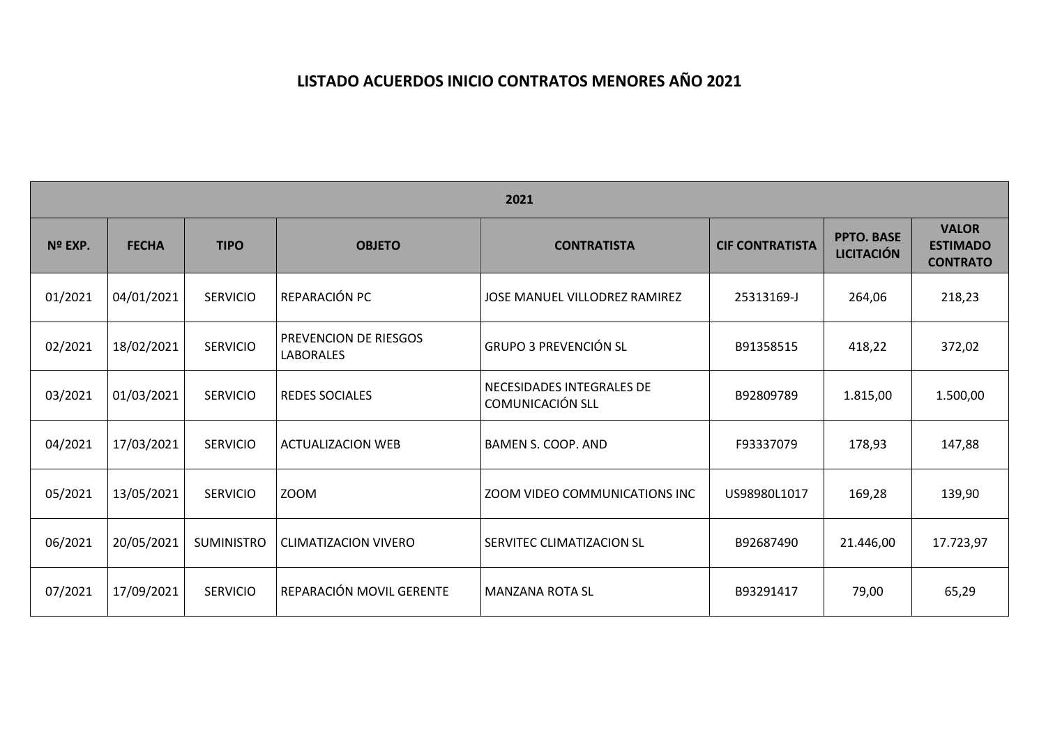# LISTADO ACUERDOS INICIO CONTRATOS MENORES AÑO 2021

| 2021 | | | | | | | |
|---|---|---|---|---|---|---|---|
| **Nº EXP.** | **FECHA** | **TIPO** | **OBJETO** | **CONTRATISTA** | **CIF CONTRATISTA** | **PPTO. BASE LICITACIÓN** | **VALOR ESTIMADO CONTRATO** |
| 01/2021 | 04/01/2021 | SERVICIO | REPARACIÓN PC | JOSE MANUEL VILLODREZ RAMIREZ | 25313169-J | 264,06 | 218,23 |
| 02/2021 | 18/02/2021 | SERVICIO | PREVENCION DE RIESGOS LABORALES | GRUPO 3 PREVENCIÓN SL | B91358515 | 418,22 | 372,02 |
| 03/2021 | 01/03/2021 | SERVICIO | REDES SOCIALES | NECESIDADES INTEGRALES DE COMUNICACIÓN SLL | B92809789 | 1.815,00 | 1.500,00 |
| 04/2021 | 17/03/2021 | SERVICIO | ACTUALIZACION WEB | BAMEN S. COOP. AND | F93337079 | 178,93 | 147,88 |
| 05/2021 | 13/05/2021 | SERVICIO | ZOOM | ZOOM VIDEO COMMUNICATIONS INC | US98980L1017 | 169,28 | 139,90 |
| 06/2021 | 20/05/2021 | SUMINISTRO | CLIMATIZACION VIVERO | SERVITEC CLIMATIZACION SL | B92687490 | 21.446,00 | 17.723,97 |
| 07/2021 | 17/09/2021 | SERVICIO | REPARACIÓN MOVIL GERENTE | MANZANA ROTA SL | B93291417 | 79,00 | 65,29 |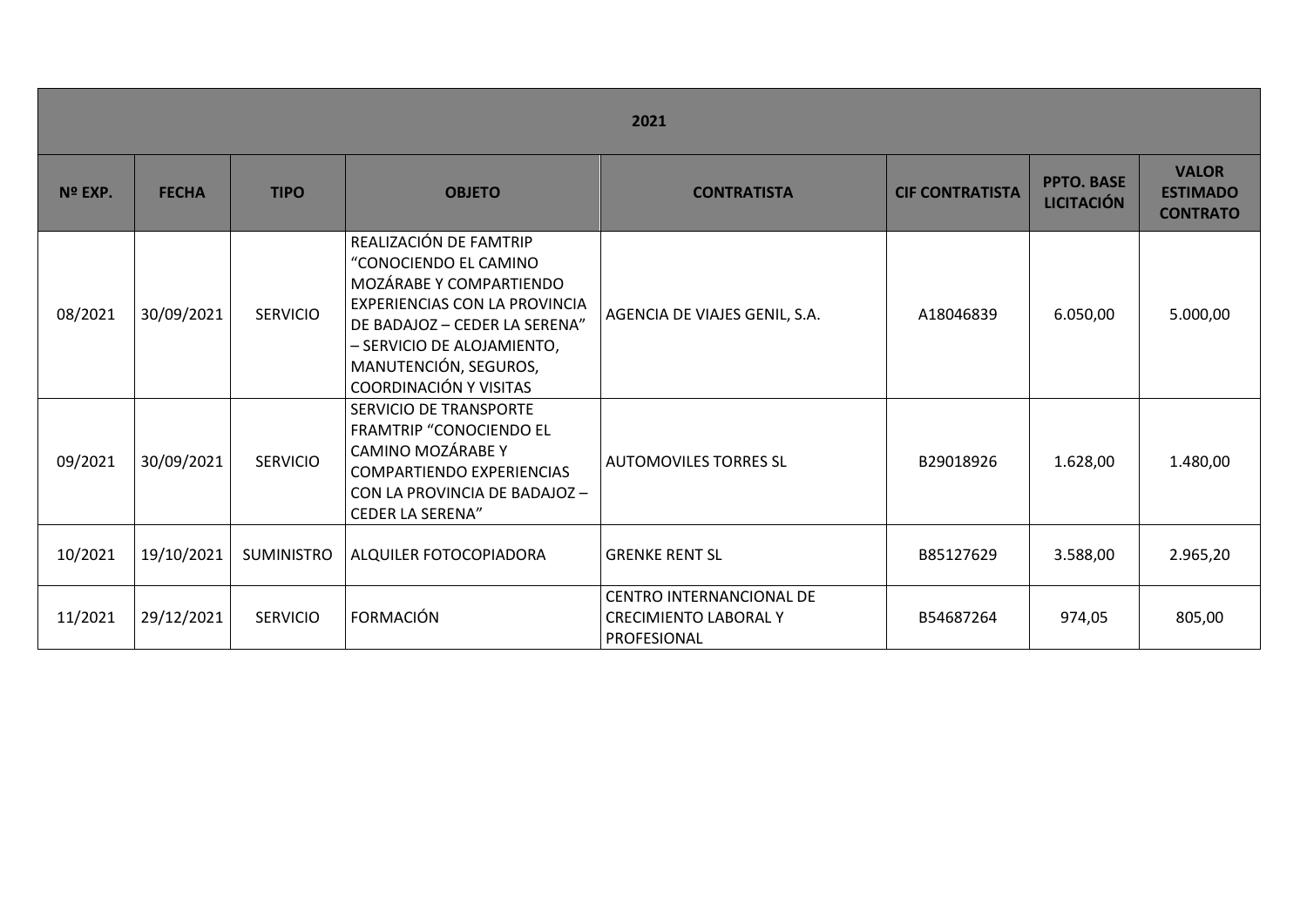| 2021 | | | | | | | |
|---|---|---|---|---|---|---|---|
| **Nº EXP.** | **FECHA** | **TIPO** | **OBJETO** | **CONTRATISTA** | **CIF CONTRATISTA** | **PPTO. BASE LICITACIÓN** | **VALOR ESTIMADO CONTRATO** |
| 08/2021 | 30/09/2021 | SERVICIO | REALIZACIÓN DE FAMTRIP "CONOCIENDO EL CAMINO MOZÁRABE Y COMPARTIENDO EXPERIENCIAS CON LA PROVINCIA DE BADAJOZ – CEDER LA SERENA" – SERVICIO DE ALOJAMIENTO, MANUTENCIÓN, SEGUROS, COORDINACIÓN Y VISITAS | AGENCIA DE VIAJES GENIL, S.A. | A18046839 | 6.050,00 | 5.000,00 |
| 09/2021 | 30/09/2021 | SERVICIO | SERVICIO DE TRANSPORTE FRAMTRIP "CONOCIENDO EL CAMINO MOZÁRABE Y COMPARTIENDO EXPERIENCIAS CON LA PROVINCIA DE BADAJOZ – CEDER LA SERENA" | AUTOMOVILES TORRES SL | B29018926 | 1.628,00 | 1.480,00 |
| 10/2021 | 19/10/2021 | SUMINISTRO | ALQUILER FOTOCOPIADORA | GRENKE RENT SL | B85127629 | 3.588,00 | 2.965,20 |
| 11/2021 | 29/12/2021 | SERVICIO | FORMACIÓN | CENTRO INTERNANCIONAL DE CRECIMIENTO LABORAL Y PROFESIONAL | B54687264 | 974,05 | 805,00 |